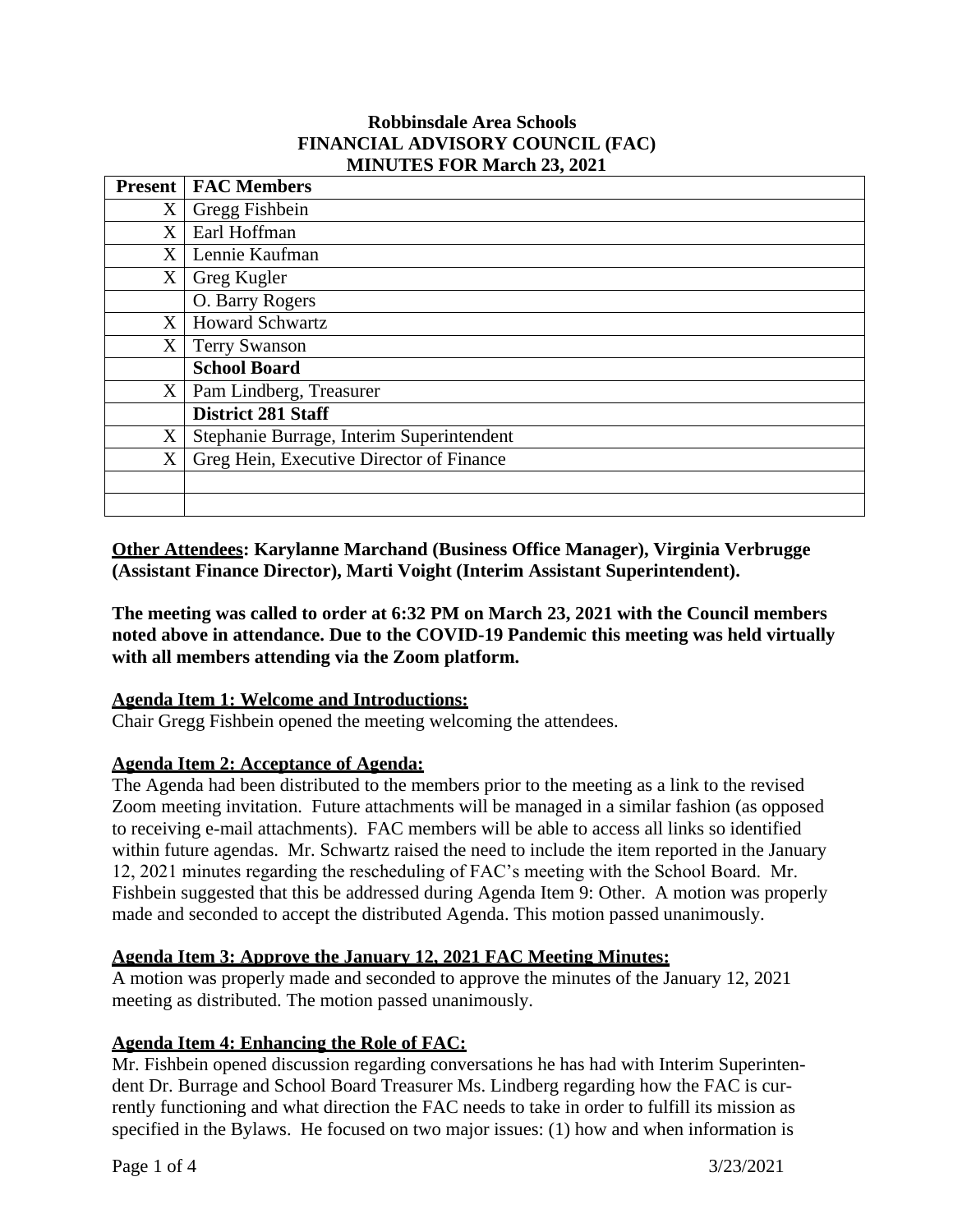**Robbinsdale Area Schools**
**FINANCIAL ADVISORY COUNCIL (FAC)**
**MINUTES FOR March 23, 2021**

| Present | FAC Members |
|---|---|
| X | Gregg Fishbein |
| X | Earl Hoffman |
| X | Lennie Kaufman |
| X | Greg Kugler |
| | O. Barry Rogers |
| X | Howard Schwartz |
| X | Terry Swanson |
| | **School Board** |
| X | Pam Lindberg, Treasurer |
| | **District 281 Staff** |
| X | Stephanie Burrage, Interim Superintendent |
| X | Greg Hein, Executive Director of Finance |
| | |
| | |

**Other Attendees: Karylanne Marchand (Business Office Manager), Virginia Verbrugge (Assistant Finance Director), Marti Voight (Interim Assistant Superintendent).**

**The meeting was called to order at 6:32 PM on March 23, 2021 with the Council members noted above in attendance. Due to the COVID-19 Pandemic this meeting was held virtually with all members attending via the Zoom platform.**

**Agenda Item 1: Welcome and Introductions:**

Chair Gregg Fishbein opened the meeting welcoming the attendees.

**Agenda Item 2: Acceptance of Agenda:**

The Agenda had been distributed to the members prior to the meeting as a link to the revised Zoom meeting invitation. Future attachments will be managed in a similar fashion (as opposed to receiving e-mail attachments). FAC members will be able to access all links so identified within future agendas. Mr. Schwartz raised the need to include the item reported in the January 12, 2021 minutes regarding the rescheduling of FAC's meeting with the School Board. Mr. Fishbein suggested that this be addressed during Agenda Item 9: Other. A motion was properly made and seconded to accept the distributed Agenda. This motion passed unanimously.

**Agenda Item 3: Approve the January 12, 2021 FAC Meeting Minutes:**

A motion was properly made and seconded to approve the minutes of the January 12, 2021 meeting as distributed. The motion passed unanimously.

**Agenda Item 4: Enhancing the Role of FAC:**

Mr. Fishbein opened discussion regarding conversations he has had with Interim Superintendent Dr. Burrage and School Board Treasurer Ms. Lindberg regarding how the FAC is currently functioning and what direction the FAC needs to take in order to fulfill its mission as specified in the Bylaws. He focused on two major issues: (1) how and when information is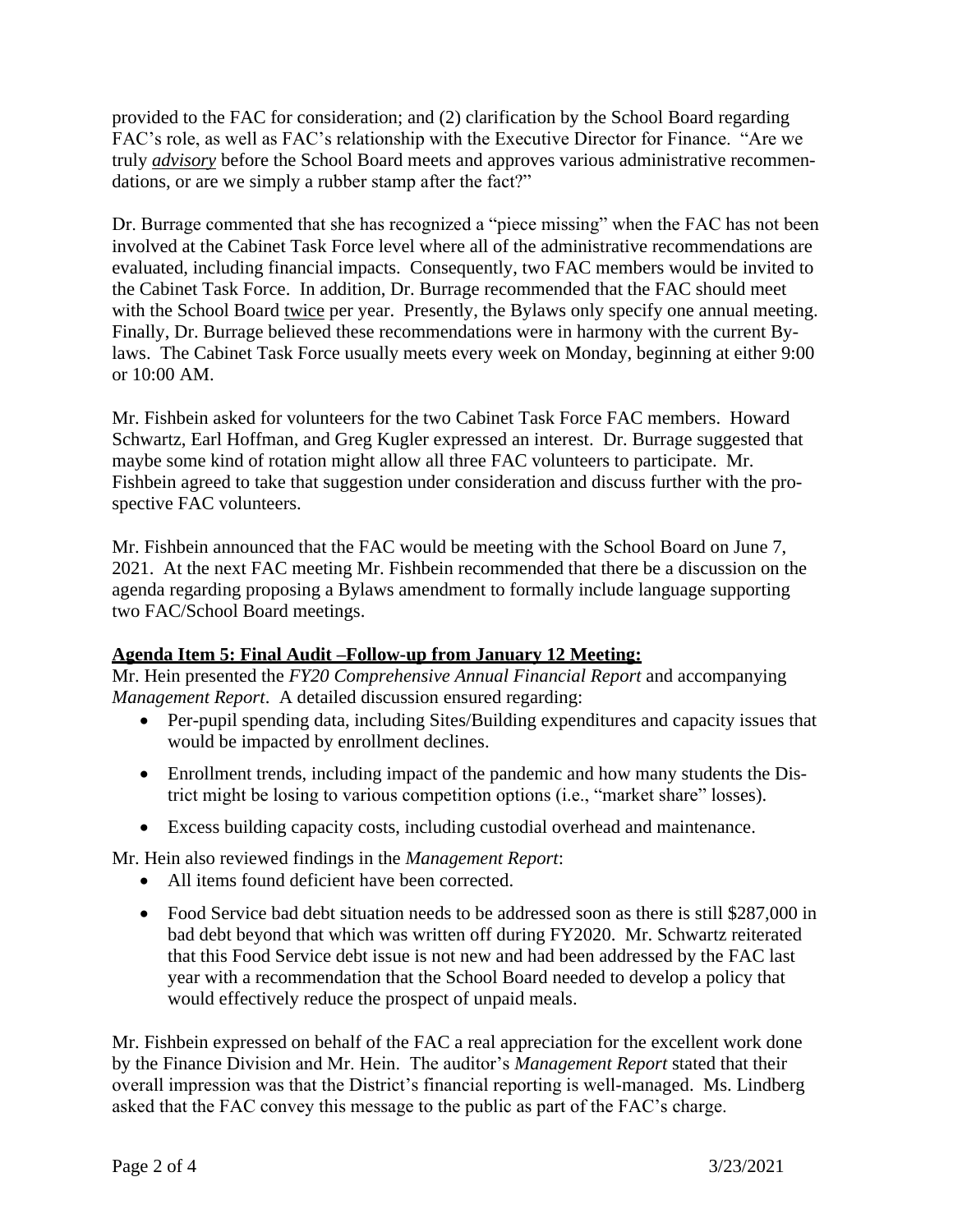provided to the FAC for consideration; and (2) clarification by the School Board regarding FAC's role, as well as FAC's relationship with the Executive Director for Finance. "Are we truly ***advisory*** before the School Board meets and approves various administrative recommendations, or are we simply a rubber stamp after the fact?"

Dr. Burrage commented that she has recognized a "piece missing" when the FAC has not been involved at the Cabinet Task Force level where all of the administrative recommendations are evaluated, including financial impacts. Consequently, two FAC members would be invited to the Cabinet Task Force. In addition, Dr. Burrage recommended that the FAC should meet with the School Board twice per year. Presently, the Bylaws only specify one annual meeting. Finally, Dr. Burrage believed these recommendations were in harmony with the current Bylaws. The Cabinet Task Force usually meets every week on Monday, beginning at either 9:00 or 10:00 AM.

Mr. Fishbein asked for volunteers for the two Cabinet Task Force FAC members. Howard Schwartz, Earl Hoffman, and Greg Kugler expressed an interest. Dr. Burrage suggested that maybe some kind of rotation might allow all three FAC volunteers to participate. Mr. Fishbein agreed to take that suggestion under consideration and discuss further with the prospective FAC volunteers.

Mr. Fishbein announced that the FAC would be meeting with the School Board on June 7, 2021. At the next FAC meeting Mr. Fishbein recommended that there be a discussion on the agenda regarding proposing a Bylaws amendment to formally include language supporting two FAC/School Board meetings.

**Agenda Item 5: Final Audit –Follow-up from January 12 Meeting:**

Mr. Hein presented the *FY20 Comprehensive Annual Financial Report* and accompanying *Management Report*. A detailed discussion ensured regarding:

- Per-pupil spending data, including Sites/Building expenditures and capacity issues that would be impacted by enrollment declines.
- Enrollment trends, including impact of the pandemic and how many students the District might be losing to various competition options (i.e., "market share" losses).
- Excess building capacity costs, including custodial overhead and maintenance.

Mr. Hein also reviewed findings in the *Management Report*:

- All items found deficient have been corrected.
- Food Service bad debt situation needs to be addressed soon as there is still $287,000 in bad debt beyond that which was written off during FY2020. Mr. Schwartz reiterated that this Food Service debt issue is not new and had been addressed by the FAC last year with a recommendation that the School Board needed to develop a policy that would effectively reduce the prospect of unpaid meals.

Mr. Fishbein expressed on behalf of the FAC a real appreciation for the excellent work done by the Finance Division and Mr. Hein. The auditor's *Management Report* stated that their overall impression was that the District's financial reporting is well-managed. Ms. Lindberg asked that the FAC convey this message to the public as part of the FAC's charge.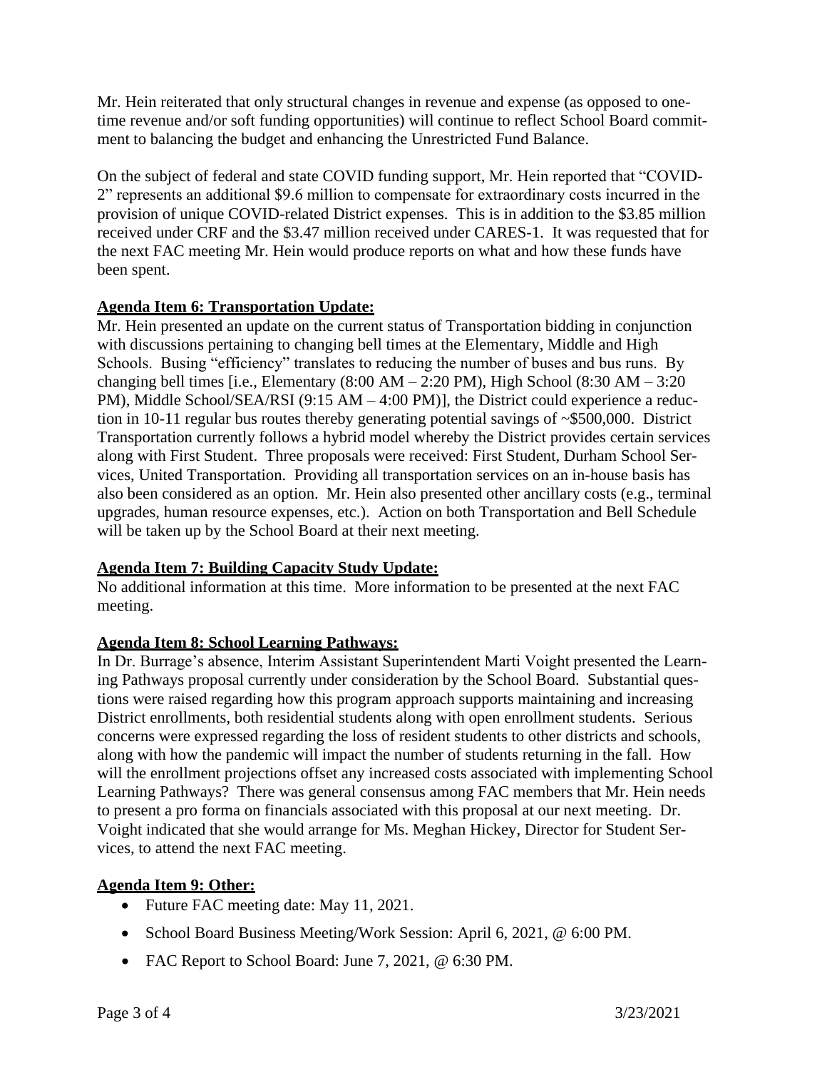Mr. Hein reiterated that only structural changes in revenue and expense (as opposed to one-time revenue and/or soft funding opportunities) will continue to reflect School Board commitment to balancing the budget and enhancing the Unrestricted Fund Balance.

On the subject of federal and state COVID funding support, Mr. Hein reported that "COVID-2" represents an additional $9.6 million to compensate for extraordinary costs incurred in the provision of unique COVID-related District expenses. This is in addition to the $3.85 million received under CRF and the $3.47 million received under CARES-1. It was requested that for the next FAC meeting Mr. Hein would produce reports on what and how these funds have been spent.

**Agenda Item 6: Transportation Update:**

Mr. Hein presented an update on the current status of Transportation bidding in conjunction with discussions pertaining to changing bell times at the Elementary, Middle and High Schools. Busing "efficiency" translates to reducing the number of buses and bus runs. By changing bell times [i.e., Elementary (8:00 AM – 2:20 PM), High School (8:30 AM – 3:20 PM), Middle School/SEA/RSI (9:15 AM – 4:00 PM)], the District could experience a reduction in 10-11 regular bus routes thereby generating potential savings of ~$500,000. District Transportation currently follows a hybrid model whereby the District provides certain services along with First Student. Three proposals were received: First Student, Durham School Services, United Transportation. Providing all transportation services on an in-house basis has also been considered as an option. Mr. Hein also presented other ancillary costs (e.g., terminal upgrades, human resource expenses, etc.). Action on both Transportation and Bell Schedule will be taken up by the School Board at their next meeting.

**Agenda Item 7: Building Capacity Study Update:**

No additional information at this time. More information to be presented at the next FAC meeting.

**Agenda Item 8: School Learning Pathways:**

In Dr. Burrage's absence, Interim Assistant Superintendent Marti Voight presented the Learning Pathways proposal currently under consideration by the School Board. Substantial questions were raised regarding how this program approach supports maintaining and increasing District enrollments, both residential students along with open enrollment students. Serious concerns were expressed regarding the loss of resident students to other districts and schools, along with how the pandemic will impact the number of students returning in the fall. How will the enrollment projections offset any increased costs associated with implementing School Learning Pathways? There was general consensus among FAC members that Mr. Hein needs to present a pro forma on financials associated with this proposal at our next meeting. Dr. Voight indicated that she would arrange for Ms. Meghan Hickey, Director for Student Services, to attend the next FAC meeting.

**Agenda Item 9: Other:**

- Future FAC meeting date: May 11, 2021.
- School Board Business Meeting/Work Session: April 6, 2021, @ 6:00 PM.
- FAC Report to School Board: June 7, 2021, @ 6:30 PM.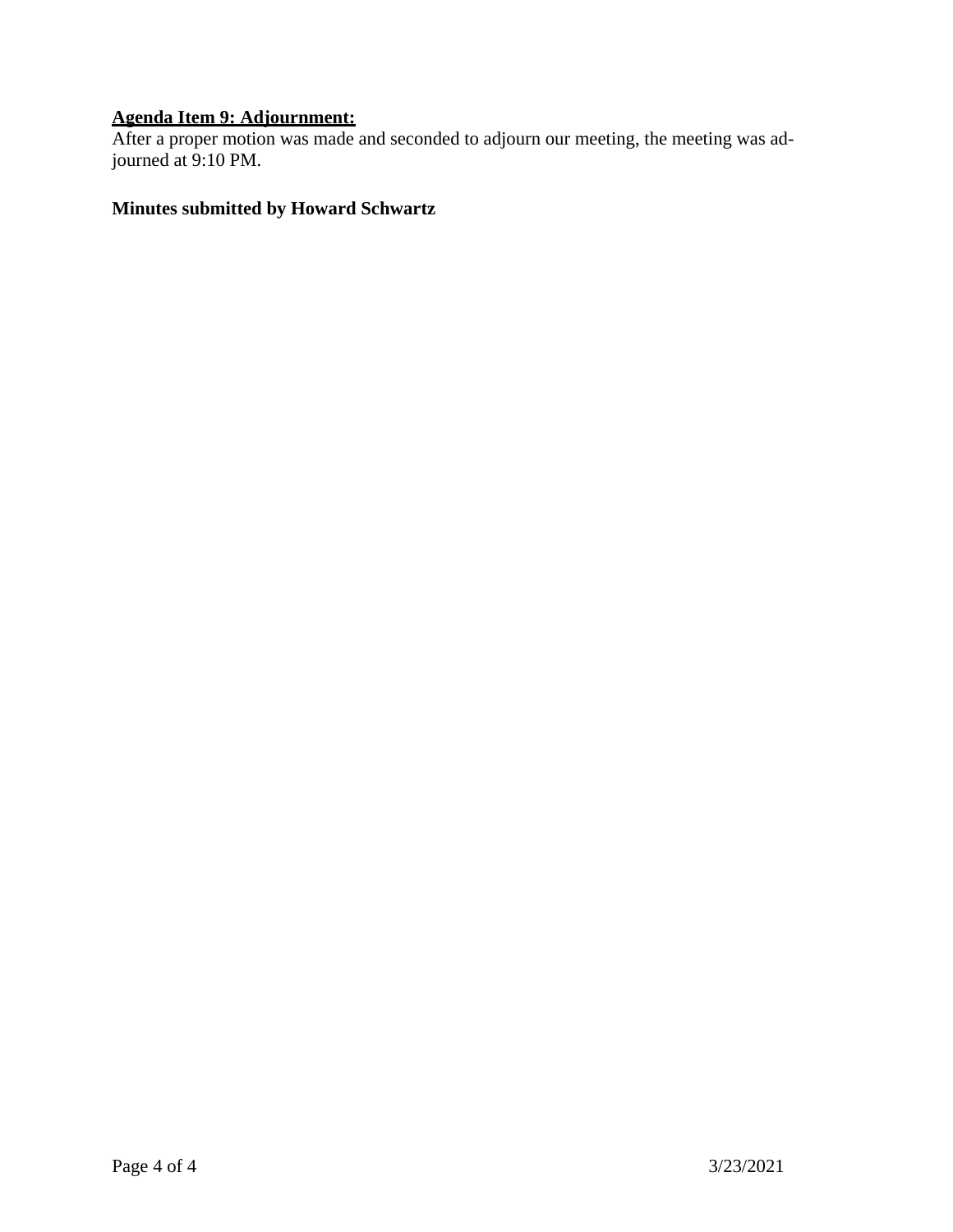**Agenda Item 9: Adjournment:**

After a proper motion was made and seconded to adjourn our meeting, the meeting was adjourned at 9:10 PM.

**Minutes submitted by Howard Schwartz**